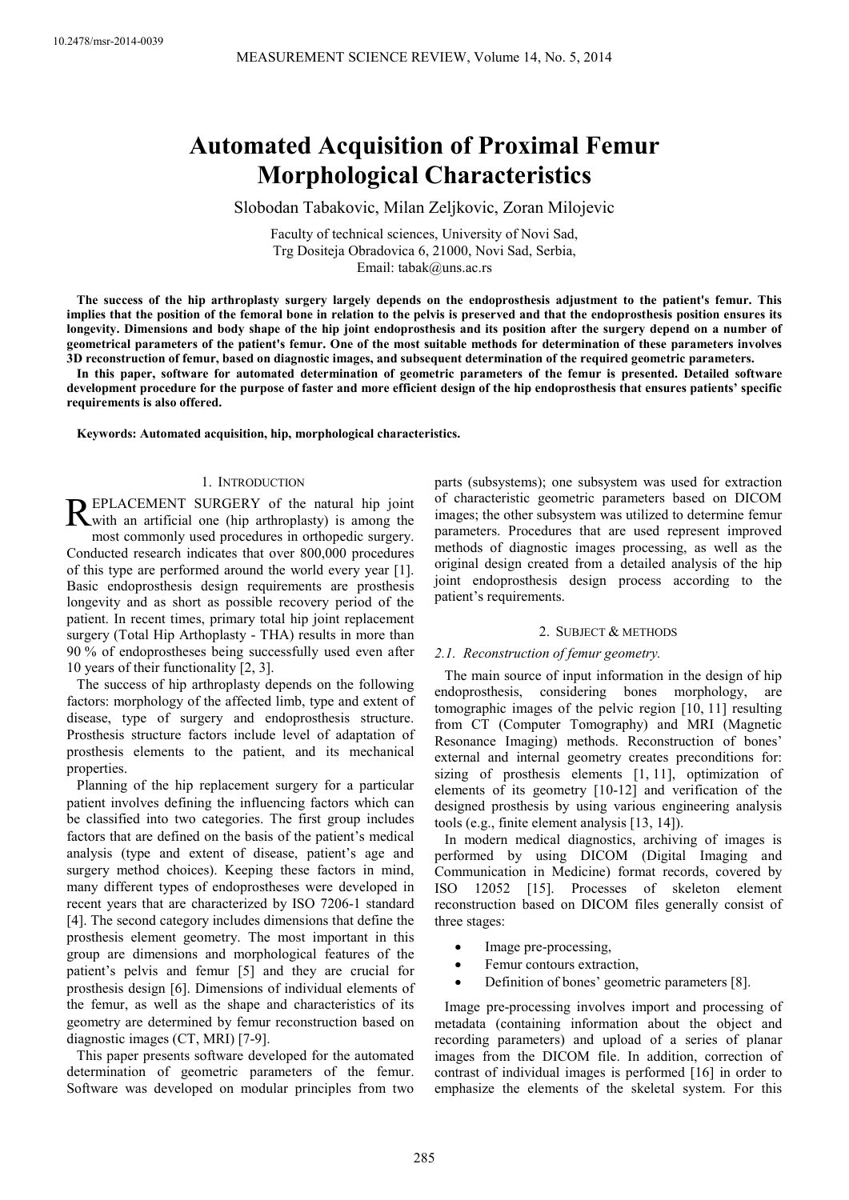# Automated Acquisition of Proximal Femur Morphological Characteristics

Slobodan Tabakovic, Milan Zeljkovic, Zoran Milojevic

Faculty of technical sciences, University of Novi Sad,
Trg Dositeja Obradovica 6, 21000, Novi Sad, Serbia,
Email: tabak@uns.ac.rs

**The success of the hip arthroplasty surgery largely depends on the endoprosthesis adjustment to the patient's femur. This implies that the position of the femoral bone in relation to the pelvis is preserved and that the endoprosthesis position ensures its longevity. Dimensions and body shape of the hip joint endoprosthesis and its position after the surgery depend on a number of geometrical parameters of the patient's femur. One of the most suitable methods for determination of these parameters involves 3D reconstruction of femur, based on diagnostic images, and subsequent determination of the required geometric parameters.**

**In this paper, software for automated determination of geometric parameters of the femur is presented. Detailed software development procedure for the purpose of faster and more efficient design of the hip endoprosthesis that ensures patients' specific requirements is also offered.**

**Keywords: Automated acquisition, hip, morphological characteristics.**

## 1. Introduction

REPLACEMENT SURGERY of the natural hip joint with an artificial one (hip arthroplasty) is among the most commonly used procedures in orthopedic surgery. Conducted research indicates that over 800,000 procedures of this type are performed around the world every year [1]. Basic endoprosthesis design requirements are prosthesis longevity and as short as possible recovery period of the patient. In recent times, primary total hip joint replacement surgery (Total Hip Arthoplasty - THA) results in more than 90 % of endoprostheses being successfully used even after 10 years of their functionality [2, 3].

The success of hip arthroplasty depends on the following factors: morphology of the affected limb, type and extent of disease, type of surgery and endoprosthesis structure. Prosthesis structure factors include level of adaptation of prosthesis elements to the patient, and its mechanical properties.

Planning of the hip replacement surgery for a particular patient involves defining the influencing factors which can be classified into two categories. The first group includes factors that are defined on the basis of the patient's medical analysis (type and extent of disease, patient's age and surgery method choices). Keeping these factors in mind, many different types of endoprostheses were developed in recent years that are characterized by ISO 7206-1 standard [4]. The second category includes dimensions that define the prosthesis element geometry. The most important in this group are dimensions and morphological features of the patient's pelvis and femur [5] and they are crucial for prosthesis design [6]. Dimensions of individual elements of the femur, as well as the shape and characteristics of its geometry are determined by femur reconstruction based on diagnostic images (CT, MRI) [7-9].

This paper presents software developed for the automated determination of geometric parameters of the femur. Software was developed on modular principles from two parts (subsystems); one subsystem was used for extraction of characteristic geometric parameters based on DICOM images; the other subsystem was utilized to determine femur parameters. Procedures that are used represent improved methods of diagnostic images processing, as well as the original design created from a detailed analysis of the hip joint endoprosthesis design process according to the patient's requirements.

## 2. Subject & methods

### 2.1. Reconstruction of femur geometry.

The main source of input information in the design of hip endoprosthesis, considering bones morphology, are tomographic images of the pelvic region [10, 11] resulting from CT (Computer Tomography) and MRI (Magnetic Resonance Imaging) methods. Reconstruction of bones' external and internal geometry creates preconditions for: sizing of prosthesis elements [1, 11], optimization of elements of its geometry [10-12] and verification of the designed prosthesis by using various engineering analysis tools (e.g., finite element analysis [13, 14]).

In modern medical diagnostics, archiving of images is performed by using DICOM (Digital Imaging and Communication in Medicine) format records, covered by ISO 12052 [15]. Processes of skeleton element reconstruction based on DICOM files generally consist of three stages:

- Image pre-processing,
- Femur contours extraction,
- Definition of bones' geometric parameters [8].

Image pre-processing involves import and processing of metadata (containing information about the object and recording parameters) and upload of a series of planar images from the DICOM file. In addition, correction of contrast of individual images is performed [16] in order to emphasize the elements of the skeletal system. For this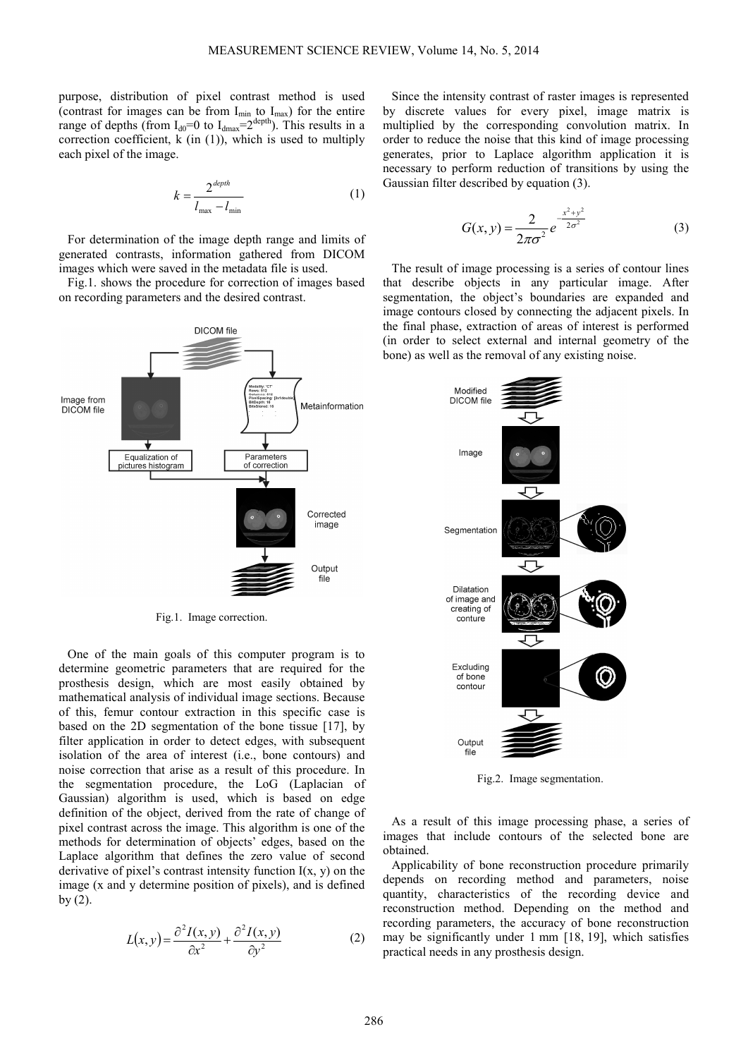purpose, distribution of pixel contrast method is used (contrast for images can be from $I_{min}$ to $I_{max}$) for the entire range of depths (from $I_{d0}=0$ to $I_{dmax}=2^{depth}$). This results in a correction coefficient, k (in (1)), which is used to multiply each pixel of the image.

$$k = \frac{2^{depth}}{I_{max} - I_{min}} \tag{1}$$

For determination of the image depth range and limits of generated contrasts, information gathered from DICOM images which were saved in the metadata file is used.

Fig.1. shows the procedure for correction of images based on recording parameters and the desired contrast.

Fig.1. Image correction.

One of the main goals of this computer program is to determine geometric parameters that are required for the prosthesis design, which are most easily obtained by mathematical analysis of individual image sections. Because of this, femur contour extraction in this specific case is based on the 2D segmentation of the bone tissue [17], by filter application in order to detect edges, with subsequent isolation of the area of interest (i.e., bone contours) and noise correction that arise as a result of this procedure. In the segmentation procedure, the LoG (Laplacian of Gaussian) algorithm is used, which is based on edge definition of the object, derived from the rate of change of pixel contrast across the image. This algorithm is one of the methods for determination of objects' edges, based on the Laplace algorithm that defines the zero value of second derivative of pixel's contrast intensity function I(x, y) on the image (x and y determine position of pixels), and is defined by (2).

$$L(x, y) = \frac{\partial^2 I(x, y)}{\partial x^2} + \frac{\partial^2 I(x, y)}{\partial y^2} \tag{2}$$

Since the intensity contrast of raster images is represented by discrete values for every pixel, image matrix is multiplied by the corresponding convolution matrix. In order to reduce the noise that this kind of image processing generates, prior to Laplace algorithm application it is necessary to perform reduction of transitions by using the Gaussian filter described by equation (3).

$$G(x, y) = \frac{2}{2\pi\sigma^2} e^{-\frac{x^2 + y^2}{2\sigma^2}} \tag{3}$$

The result of image processing is a series of contour lines that describe objects in any particular image. After segmentation, the object's boundaries are expanded and image contours closed by connecting the adjacent pixels. In the final phase, extraction of areas of interest is performed (in order to select external and internal geometry of the bone) as well as the removal of any existing noise.

Fig.2. Image segmentation.

As a result of this image processing phase, a series of images that include contours of the selected bone are obtained.

Applicability of bone reconstruction procedure primarily depends on recording method and parameters, noise quantity, characteristics of the recording device and reconstruction method. Depending on the method and recording parameters, the accuracy of bone reconstruction may be significantly under 1 mm [18, 19], which satisfies practical needs in any prosthesis design.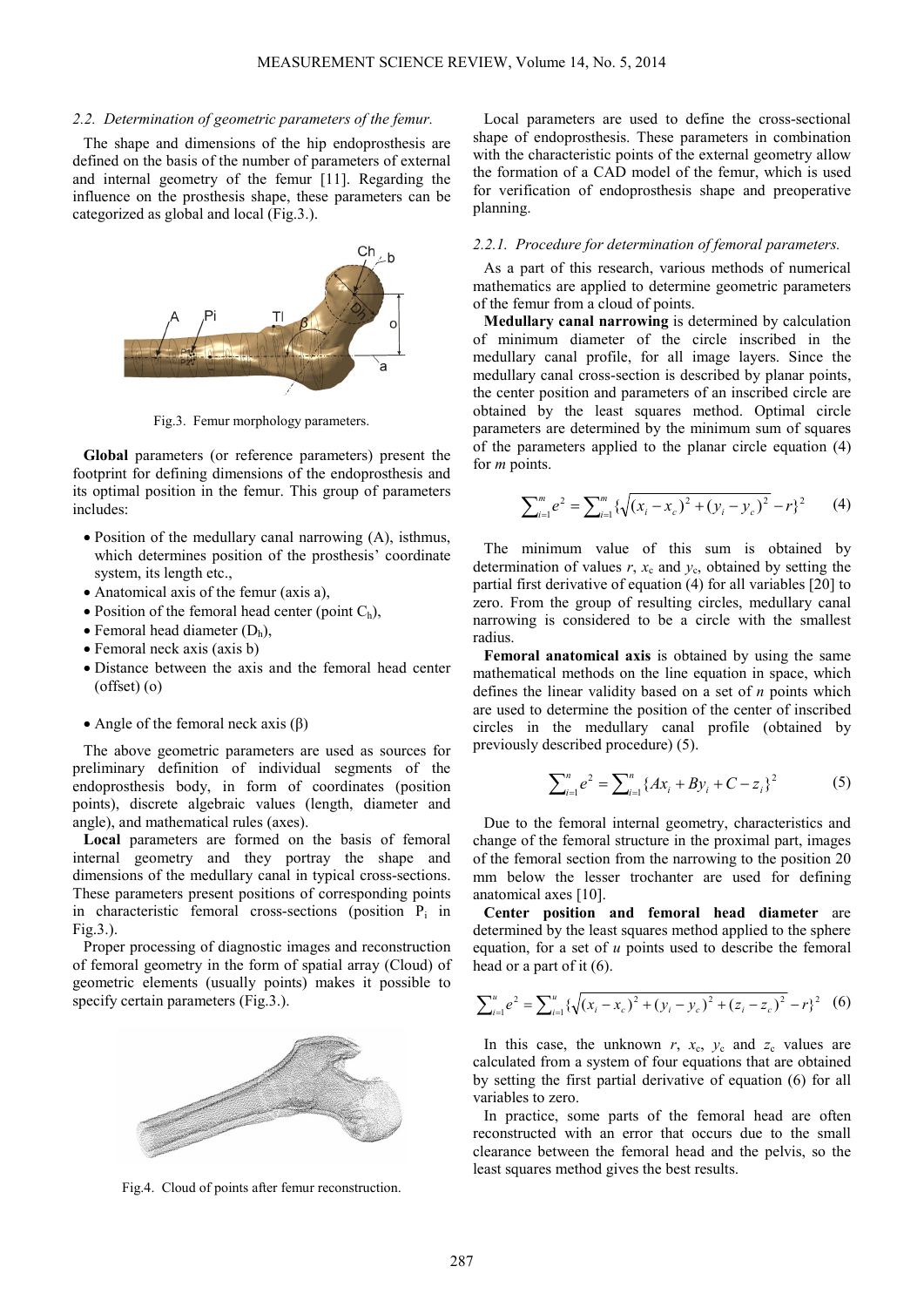### 2.2. *Determination of geometric parameters of the femur.*

The shape and dimensions of the hip endoprosthesis are defined on the basis of the number of parameters of external and internal geometry of the femur [11]. Regarding the influence on the prosthesis shape, these parameters can be categorized as global and local (Fig.3.).

Fig.3. Femur morphology parameters.

**Global** parameters (or reference parameters) present the footprint for defining dimensions of the endoprosthesis and its optimal position in the femur. This group of parameters includes:

- Position of the medullary canal narrowing (A), isthmus, which determines position of the prosthesis' coordinate system, its length etc.,
- Anatomical axis of the femur (axis a),
- Position of the femoral head center (point $C_h$),
- Femoral head diameter ($D_h$),
- Femoral neck axis (axis b)
- Distance between the axis and the femoral head center (offset) (o)
- Angle of the femoral neck axis (β)

The above geometric parameters are used as sources for preliminary definition of individual segments of the endoprosthesis body, in form of coordinates (position points), discrete algebraic values (length, diameter and angle), and mathematical rules (axes).

**Local** parameters are formed on the basis of femoral internal geometry and they portray the shape and dimensions of the medullary canal in typical cross-sections. These parameters present positions of corresponding points in characteristic femoral cross-sections (position $P_i$ in Fig.3.).

Proper processing of diagnostic images and reconstruction of femoral geometry in the form of spatial array (Cloud) of geometric elements (usually points) makes it possible to specify certain parameters (Fig.3.).

Fig.4. Cloud of points after femur reconstruction.

Local parameters are used to define the cross-sectional shape of endoprosthesis. These parameters in combination with the characteristic points of the external geometry allow the formation of a CAD model of the femur, which is used for verification of endoprosthesis shape and preoperative planning.

#### 2.2.1. *Procedure for determination of femoral parameters.*

As a part of this research, various methods of numerical mathematics are applied to determine geometric parameters of the femur from a cloud of points.

**Medullary canal narrowing** is determined by calculation of minimum diameter of the circle inscribed in the medullary canal profile, for all image layers. Since the medullary canal cross-section is described by planar points, the center position and parameters of an inscribed circle are obtained by the least squares method. Optimal circle parameters are determined by the minimum sum of squares of the parameters applied to the planar circle equation (4) for *m* points.

$$\sum_{i=1}^{m} e^2 = \sum_{i=1}^{m} \{\sqrt{(x_i - x_c)^2 + (y_i - y_c)^2} - r\}^2 \qquad (4)$$

The minimum value of this sum is obtained by determination of values $r$, $x_c$ and $y_c$, obtained by setting the partial first derivative of equation (4) for all variables [20] to zero. From the group of resulting circles, medullary canal narrowing is considered to be a circle with the smallest radius.

**Femoral anatomical axis** is obtained by using the same mathematical methods on the line equation in space, which defines the linear validity based on a set of *n* points which are used to determine the position of the center of inscribed circles in the medullary canal profile (obtained by previously described procedure) (5).

$$\sum_{i=1}^{n} e^2 = \sum_{i=1}^{n} \{Ax_i + By_i + C - z_i\}^2 \qquad (5)$$

Due to the femoral internal geometry, characteristics and change of the femoral structure in the proximal part, images of the femoral section from the narrowing to the position 20 mm below the lesser trochanter are used for defining anatomical axes [10].

**Center position and femoral head diameter** are determined by the least squares method applied to the sphere equation, for a set of *u* points used to describe the femoral head or a part of it (6).

$$\sum_{i=1}^{u} e^2 = \sum_{i=1}^{u} \{\sqrt{(x_i - x_c)^2 + (y_i - y_c)^2 + (z_i - z_c)^2} - r\}^2 \quad (6)$$

In this case, the unknown $r$, $x_c$, $y_c$ and $z_c$ values are calculated from a system of four equations that are obtained by setting the first partial derivative of equation (6) for all variables to zero.

In practice, some parts of the femoral head are often reconstructed with an error that occurs due to the small clearance between the femoral head and the pelvis, so the least squares method gives the best results.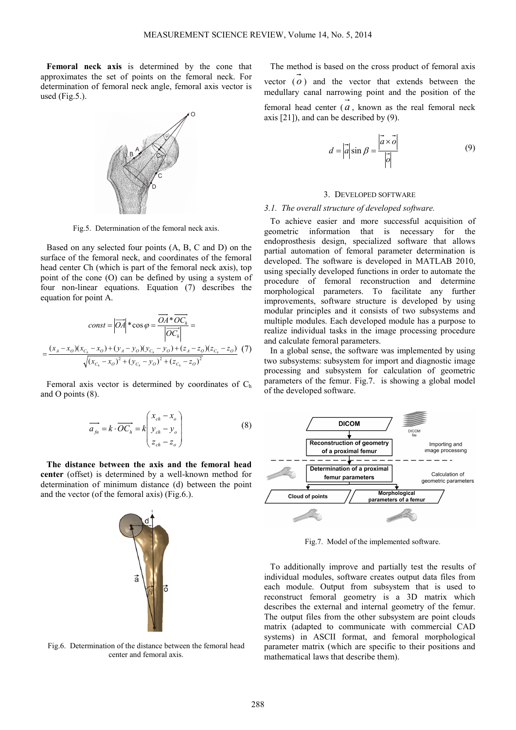**Femoral neck axis** is determined by the cone that approximates the set of points on the femoral neck. For determination of femoral neck angle, femoral axis vector is used (Fig.5.).

Fig.5. Determination of the femoral neck axis.

Based on any selected four points (A, B, C and D) on the surface of the femoral neck, and coordinates of the femoral head center Ch (which is part of the femoral neck axis), top point of the cone (O) can be defined by using a system of four non-linear equations. Equation (7) describes the equation for point A.

$$const = \left|\overrightarrow{OA}\right| * \cos\varphi = \frac{\overrightarrow{OA} * \overrightarrow{OC_h}}{\left|\overrightarrow{OC_h}\right|} = \frac{(x_A - x_O)(x_{C_h} - x_O) + (y_A - y_O)(y_{C_h} - y_O) + (z_A - z_O)(z_{C_h} - z_O)}{\sqrt{(x_{C_h} - x_O)^2 + (y_{C_h} - y_O)^2 + (z_{C_h} - z_O)^2}} \quad (7)$$

Femoral axis vector is determined by coordinates of $C_h$ and O points (8).

$$\overrightarrow{a_{fn}} = k \cdot \overrightarrow{OC_h} = k \begin{pmatrix} x_{ch} - x_o \\ y_{ch} - y_o \\ z_{ch} - z_o \end{pmatrix} \quad (8)$$

**The distance between the axis and the femoral head center** (offset) is determined by a well-known method for determination of minimum distance (d) between the point and the vector (of the femoral axis) (Fig.6.).

Fig.6. Determination of the distance between the femoral head center and femoral axis.

The method is based on the cross product of femoral axis vector ($\vec{o}$) and the vector that extends between the medullary canal narrowing point and the position of the femoral head center ($\vec{a}$, known as the real femoral neck axis [21]), and can be described by (9).

$$d = \left|\vec{a}\right| \sin\beta = \frac{\left|\vec{a} \times \vec{o}\right|}{\left|\vec{o}\right|} \quad (9)$$

## 3. Developed software

### *3.1. The overall structure of developed software.*

To achieve easier and more successful acquisition of geometric information that is necessary for the endoprosthesis design, specialized software that allows partial automation of femoral parameter determination is developed. The software is developed in MATLAB 2010, using specially developed functions in order to automate the procedure of femoral reconstruction and determine morphological parameters. To facilitate any further improvements, software structure is developed by using modular principles and it consists of two subsystems and multiple modules. Each developed module has a purpose to realize individual tasks in the image processing procedure and calculate femoral parameters.

In a global sense, the software was implemented by using two subsystems: subsystem for import and diagnostic image processing and subsystem for calculation of geometric parameters of the femur. Fig.7. is showing a global model of the developed software.

Fig.7. Model of the implemented software.

To additionally improve and partially test the results of individual modules, software creates output data files from each module. Output from subsystem that is used to reconstruct femoral geometry is a 3D matrix which describes the external and internal geometry of the femur. The output files from the other subsystem are point clouds matrix (adapted to communicate with commercial CAD systems) in ASCII format, and femoral morphological parameter matrix (which are specific to their positions and mathematical laws that describe them).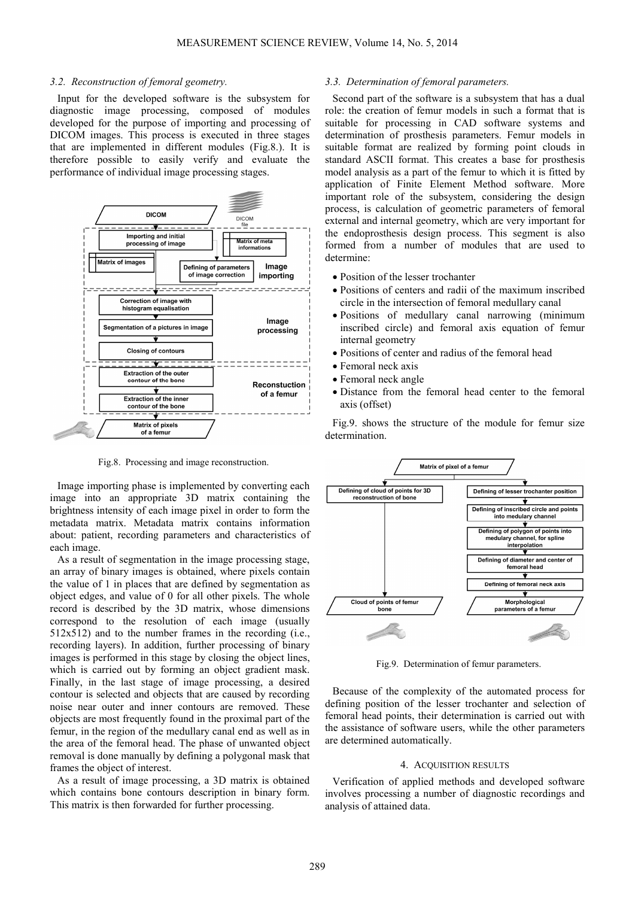### 3.2. Reconstruction of femoral geometry.

Input for the developed software is the subsystem for diagnostic image processing, composed of modules developed for the purpose of importing and processing of DICOM images. This process is executed in three stages that are implemented in different modules (Fig.8.). It is therefore possible to easily verify and evaluate the performance of individual image processing stages.

DICOM
DICOM file
Importing and initial processing of image
Matrix of meta informations
Matrix of images
Defining of parameters of image correction
Image importing
Correction of image with histogram equalisation
Segmentation of a pictures in image
Image processing
Closing of contours
Extraction of the outer contour of the bone
Reconstuction of a femur
Extraction of the inner contour of the bone
Matrix of pixels of a femur

Fig.8. Processing and image reconstruction.

Image importing phase is implemented by converting each image into an appropriate 3D matrix containing the brightness intensity of each image pixel in order to form the metadata matrix. Metadata matrix contains information about: patient, recording parameters and characteristics of each image.

As a result of segmentation in the image processing stage, an array of binary images is obtained, where pixels contain the value of 1 in places that are defined by segmentation as object edges, and value of 0 for all other pixels. The whole record is described by the 3D matrix, whose dimensions correspond to the resolution of each image (usually 512x512) and to the number frames in the recording (i.e., recording layers). In addition, further processing of binary images is performed in this stage by closing the object lines, which is carried out by forming an object gradient mask. Finally, in the last stage of image processing, a desired contour is selected and objects that are caused by recording noise near outer and inner contours are removed. These objects are most frequently found in the proximal part of the femur, in the region of the medullary canal end as well as in the area of the femoral head. The phase of unwanted object removal is done manually by defining a polygonal mask that frames the object of interest.

As a result of image processing, a 3D matrix is obtained which contains bone contours description in binary form. This matrix is then forwarded for further processing.

### 3.3. Determination of femoral parameters.

Second part of the software is a subsystem that has a dual role: the creation of femur models in such a format that is suitable for processing in CAD software systems and determination of prosthesis parameters. Femur models in suitable format are realized by forming point clouds in standard ASCII format. This creates a base for prosthesis model analysis as a part of the femur to which it is fitted by application of Finite Element Method software. More important role of the subsystem, considering the design process, is calculation of geometric parameters of femoral external and internal geometry, which are very important for the endoprosthesis design process. This segment is also formed from a number of modules that are used to determine:

- Position of the lesser trochanter
- Positions of centers and radii of the maximum inscribed circle in the intersection of femoral medullary canal
- Positions of medullary canal narrowing (minimum inscribed circle) and femoral axis equation of femur internal geometry
- Positions of center and radius of the femoral head
- Femoral neck axis
- Femoral neck angle
- Distance from the femoral head center to the femoral axis (offset)

Fig.9. shows the structure of the module for femur size determination.

Matrix of pixel of a femur
Defining of cloud of points for 3D reconstruction of bone
Defining of lesser trochanter position
Defining of inscribed circle and points into medulary channel
Defining of polygon of points into medulary channel, for spline interpolation
Defining of diameter and center of femoral head
Defining of femoral neck axis
Cloud of points of femur bone
Morphological parameters of a femur

Fig.9. Determination of femur parameters.

Because of the complexity of the automated process for defining position of the lesser trochanter and selection of femoral head points, their determination is carried out with the assistance of software users, while the other parameters are determined automatically.

## 4. ACQUISITION RESULTS

Verification of applied methods and developed software involves processing a number of diagnostic recordings and analysis of attained data.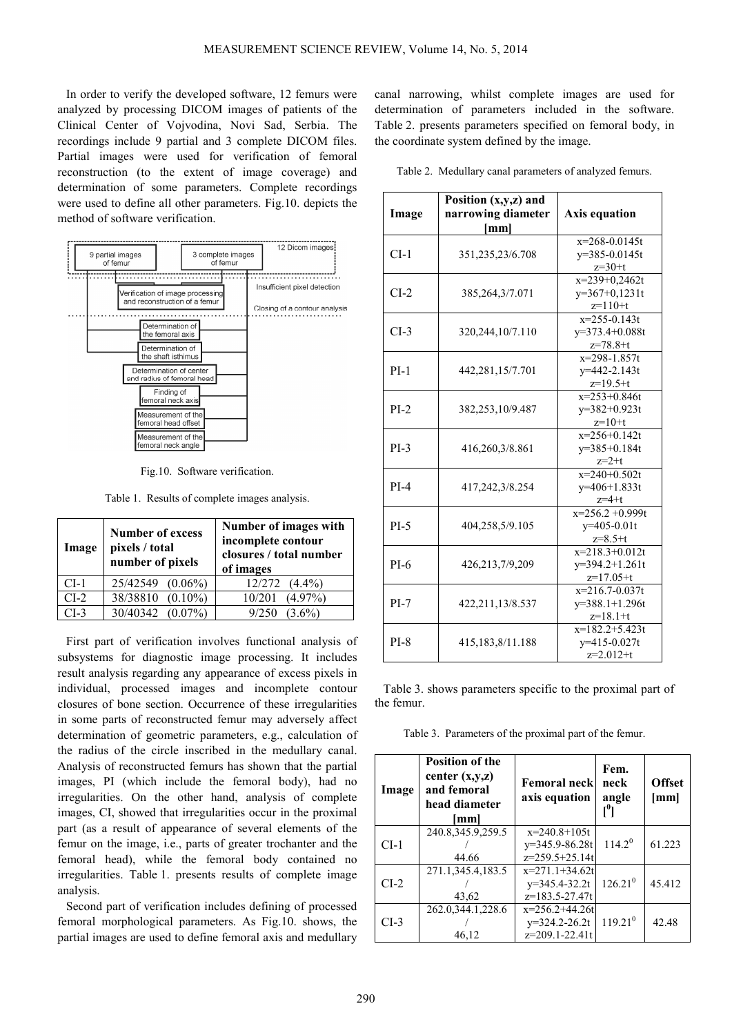In order to verify the developed software, 12 femurs were analyzed by processing DICOM images of patients of the Clinical Center of Vojvodina, Novi Sad, Serbia. The recordings include 9 partial and 3 complete DICOM files. Partial images were used for verification of femoral reconstruction (to the extent of image coverage) and determination of some parameters. Complete recordings were used to define all other parameters. Fig.10. depicts the method of software verification.

Fig.10. Software verification.

Table 1. Results of complete images analysis.

| Image | Number of excess pixels / total number of pixels | Number of images with incomplete contour closures / total number of images |
|---|---|---|
| CI-1 | 25/42549 (0.06%) | 12/272 (4.4%) |
| CI-2 | 38/38810 (0.10%) | 10/201 (4.97%) |
| CI-3 | 30/40342 (0.07%) | 9/250 (3.6%) |

First part of verification involves functional analysis of subsystems for diagnostic image processing. It includes result analysis regarding any appearance of excess pixels in individual, processed images and incomplete contour closures of bone section. Occurrence of these irregularities in some parts of reconstructed femur may adversely affect determination of geometric parameters, e.g., calculation of the radius of the circle inscribed in the medullary canal. Analysis of reconstructed femurs has shown that the partial images, PI (which include the femoral body), had no irregularities. On the other hand, analysis of complete images, CI, showed that irregularities occur in the proximal part (as a result of appearance of several elements of the femur on the image, i.e., parts of greater trochanter and the femoral head), while the femoral body contained no irregularities. Table 1. presents results of complete image analysis.

Second part of verification includes defining of processed femoral morphological parameters. As Fig.10. shows, the partial images are used to define femoral axis and medullary canal narrowing, whilst complete images are used for determination of parameters included in the software. Table 2. presents parameters specified on femoral body, in the coordinate system defined by the image.

Table 2. Medullary canal parameters of analyzed femurs.

| Image | Position (x,y,z) and narrowing diameter [mm] | Axis equation |
|---|---|---|
| CI-1 | 351,235,23/6.708 | x=268-0.0145t<br>y=385-0.0145t<br>z=30+t |
| CI-2 | 385,264,3/7.071 | x=239+0,2462t<br>y=367+0,1231t<br>z=110+t |
| CI-3 | 320,244,10/7.110 | x=255-0.143t<br>y=373.4+0.088t<br>z=78.8+t |
| PI-1 | 442,281,15/7.701 | x=298-1.857t<br>y=442-2.143t<br>z=19.5+t |
| PI-2 | 382,253,10/9.487 | x=253+0.846t<br>y=382+0.923t<br>z=10+t |
| PI-3 | 416,260,3/8.861 | x=256+0.142t<br>y=385+0.184t<br>z=2+t |
| PI-4 | 417,242,3/8.254 | x=240+0.502t<br>y=406+1.833t<br>z=4+t |
| PI-5 | 404,258,5/9.105 | x=256.2 +0.999t<br>y=405-0.01t<br>z=8.5+t |
| PI-6 | 426,213,7/9,209 | x=218.3+0.012t<br>y=394.2+1.261t<br>z=17.05+t |
| PI-7 | 422,211,13/8.537 | x=216.7-0.037t<br>y=388.1+1.296t<br>z=18.1+t |
| PI-8 | 415,183,8/11.188 | x=182.2+5.423t<br>y=415-0.027t<br>z=2.012+t |

Table 3. shows parameters specific to the proximal part of the femur.

Table 3. Parameters of the proximal part of the femur.

| Image | Position of the center (x,y,z) and femoral head diameter [mm] | Femoral neck axis equation | Fem. neck angle [$^0$] | Offset [mm] |
|---|---|---|---|---|
| CI-1 | 240.8,345.9,259.5 / 44.66 | x=240.8+105t<br>y=345.9-86.28t<br>z=259.5+25.14t | $114.2^0$ | 61.223 |
| CI-2 | 271.1,345.4,183.5 / 43,62 | x=271.1+34.62t<br>y=345.4-32.2t<br>z=183.5-27.47t | $126.21^0$ | 45.412 |
| CI-3 | 262.0,344.1,228.6 / 46,12 | x=256.2+44.26t<br>y=324.2-26.2t<br>z=209.1-22.41t | $119.21^0$ | 42.48 |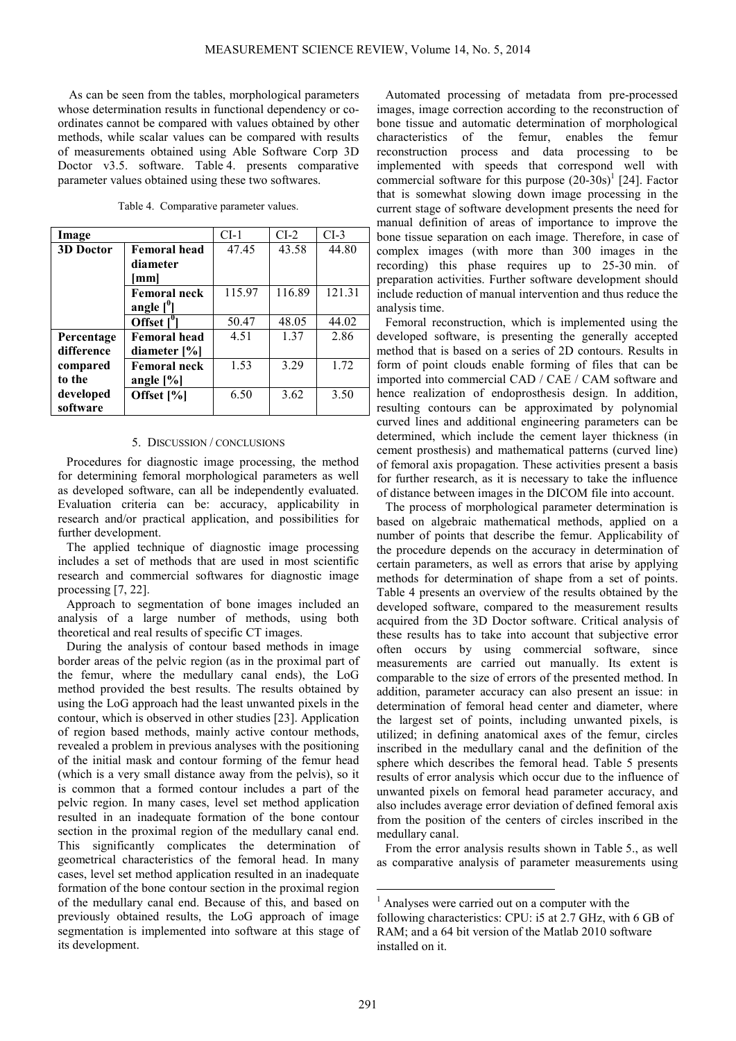As can be seen from the tables, morphological parameters whose determination results in functional dependency or co-ordinates cannot be compared with values obtained by other methods, while scalar values can be compared with results of measurements obtained using Able Software Corp 3D Doctor v3.5. software. Table 4. presents comparative parameter values obtained using these two softwares.

Table 4. Comparative parameter values.

| Image | | CI-1 | CI-2 | CI-3 |
|---|---|---|---|---|
| **3D Doctor** | **Femoral head diameter [mm]** | 47.45 | 43.58 | 44.80 |
| | **Femoral neck angle [$^0$]** | 115.97 | 116.89 | 121.31 |
| | **Offset [$^0$]** | 50.47 | 48.05 | 44.02 |
| **Percentage difference compared to the developed software** | **Femoral head diameter [%]** | 4.51 | 1.37 | 2.86 |
| | **Femoral neck angle [%]** | 1.53 | 3.29 | 1.72 |
| | **Offset [%]** | 6.50 | 3.62 | 3.50 |

## 5. Discussion / conclusions

Procedures for diagnostic image processing, the method for determining femoral morphological parameters as well as developed software, can all be independently evaluated. Evaluation criteria can be: accuracy, applicability in research and/or practical application, and possibilities for further development.

The applied technique of diagnostic image processing includes a set of methods that are used in most scientific research and commercial softwares for diagnostic image processing [7, 22].

Approach to segmentation of bone images included an analysis of a large number of methods, using both theoretical and real results of specific CT images.

During the analysis of contour based methods in image border areas of the pelvic region (as in the proximal part of the femur, where the medullary canal ends), the LoG method provided the best results. The results obtained by using the LoG approach had the least unwanted pixels in the contour, which is observed in other studies [23]. Application of region based methods, mainly active contour methods, revealed a problem in previous analyses with the positioning of the initial mask and contour forming of the femur head (which is a very small distance away from the pelvis), so it is common that a formed contour includes a part of the pelvic region. In many cases, level set method application resulted in an inadequate formation of the bone contour section in the proximal region of the medullary canal end. This significantly complicates the determination of geometrical characteristics of the femoral head. In many cases, level set method application resulted in an inadequate formation of the bone contour section in the proximal region of the medullary canal end. Because of this, and based on previously obtained results, the LoG approach of image segmentation is implemented into software at this stage of its development.

Automated processing of metadata from pre-processed images, image correction according to the reconstruction of bone tissue and automatic determination of morphological characteristics of the femur, enables the femur reconstruction process and data processing to be implemented with speeds that correspond well with commercial software for this purpose (20-30s)[1] [24]. Factor that is somewhat slowing down image processing in the current stage of software development presents the need for manual definition of areas of importance to improve the bone tissue separation on each image. Therefore, in case of complex images (with more than 300 images in the recording) this phase requires up to 25-30 min. of preparation activities. Further software development should include reduction of manual intervention and thus reduce the analysis time.

Femoral reconstruction, which is implemented using the developed software, is presenting the generally accepted method that is based on a series of 2D contours. Results in form of point clouds enable forming of files that can be imported into commercial CAD / CAE / CAM software and hence realization of endoprosthesis design. In addition, resulting contours can be approximated by polynomial curved lines and additional engineering parameters can be determined, which include the cement layer thickness (in cement prosthesis) and mathematical patterns (curved line) of femoral axis propagation. These activities present a basis for further research, as it is necessary to take the influence of distance between images in the DICOM file into account.

The process of morphological parameter determination is based on algebraic mathematical methods, applied on a number of points that describe the femur. Applicability of the procedure depends on the accuracy in determination of certain parameters, as well as errors that arise by applying methods for determination of shape from a set of points. Table 4 presents an overview of the results obtained by the developed software, compared to the measurement results acquired from the 3D Doctor software. Critical analysis of these results has to take into account that subjective error often occurs by using commercial software, since measurements are carried out manually. Its extent is comparable to the size of errors of the presented method. In addition, parameter accuracy can also present an issue: in determination of femoral head center and diameter, where the largest set of points, including unwanted pixels, is utilized; in defining anatomical axes of the femur, circles inscribed in the medullary canal and the definition of the sphere which describes the femoral head. Table 5 presents results of error analysis which occur due to the influence of unwanted pixels on femoral head parameter accuracy, and also includes average error deviation of defined femoral axis from the position of the centers of circles inscribed in the medullary canal.

From the error analysis results shown in Table 5., as well as comparative analysis of parameter measurements using

[1] Analyses were carried out on a computer with the following characteristics: CPU: i5 at 2.7 GHz, with 6 GB of RAM; and a 64 bit version of the Matlab 2010 software installed on it.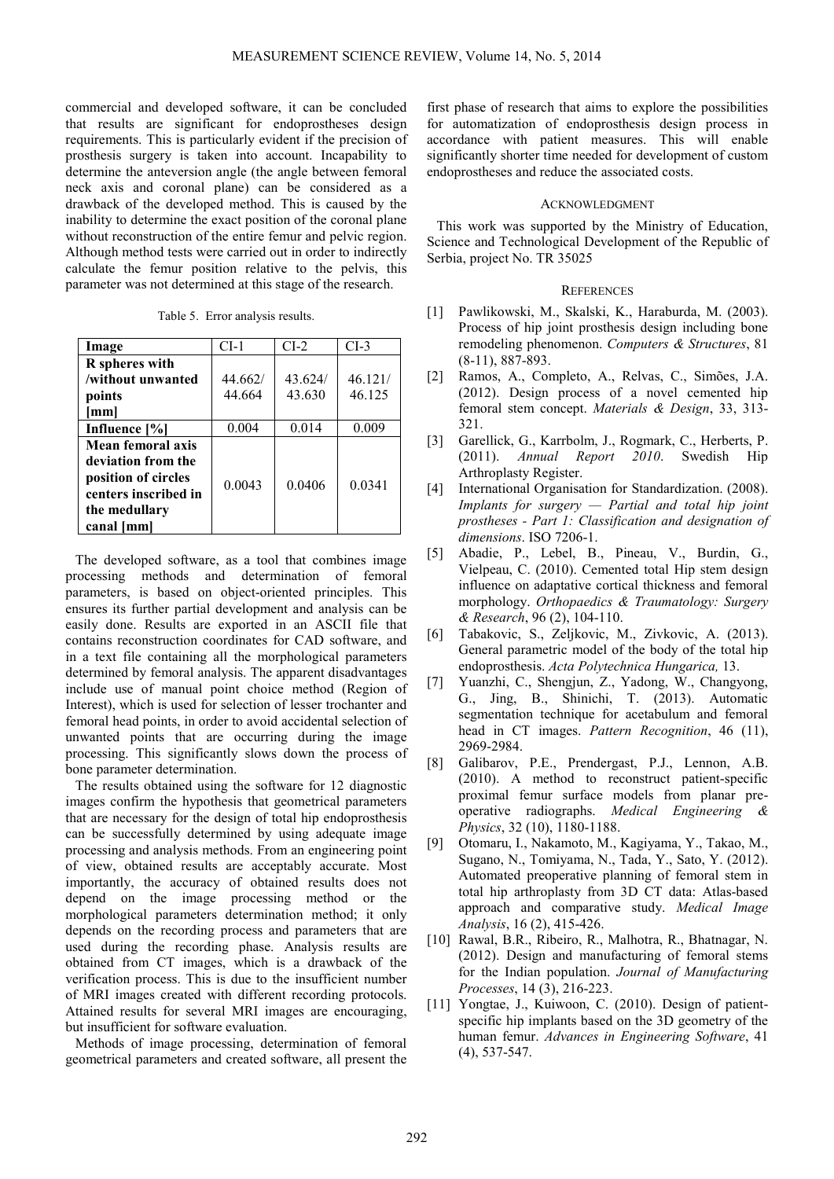commercial and developed software, it can be concluded that results are significant for endoprostheses design requirements. This is particularly evident if the precision of prosthesis surgery is taken into account. Incapability to determine the anteversion angle (the angle between femoral neck axis and coronal plane) can be considered as a drawback of the developed method. This is caused by the inability to determine the exact position of the coronal plane without reconstruction of the entire femur and pelvic region. Although method tests were carried out in order to indirectly calculate the femur position relative to the pelvis, this parameter was not determined at this stage of the research.

Table 5. Error analysis results.

| Image | CI-1 | CI-2 | CI-3 |
|---|---|---|---|
| **R spheres with /without unwanted points [mm]** | 44.662/ 44.664 | 43.624/ 43.630 | 46.121/ 46.125 |
| **Influence [%]** | 0.004 | 0.014 | 0.009 |
| **Mean femoral axis deviation from the position of circles centers inscribed in the medullary canal [mm]** | 0.0043 | 0.0406 | 0.0341 |

The developed software, as a tool that combines image processing methods and determination of femoral parameters, is based on object-oriented principles. This ensures its further partial development and analysis can be easily done. Results are exported in an ASCII file that contains reconstruction coordinates for CAD software, and in a text file containing all the morphological parameters determined by femoral analysis. The apparent disadvantages include use of manual point choice method (Region of Interest), which is used for selection of lesser trochanter and femoral head points, in order to avoid accidental selection of unwanted points that are occurring during the image processing. This significantly slows down the process of bone parameter determination.

The results obtained using the software for 12 diagnostic images confirm the hypothesis that geometrical parameters that are necessary for the design of total hip endoprosthesis can be successfully determined by using adequate image processing and analysis methods. From an engineering point of view, obtained results are acceptably accurate. Most importantly, the accuracy of obtained results does not depend on the image processing method or the morphological parameters determination method; it only depends on the recording process and parameters that are used during the recording phase. Analysis results are obtained from CT images, which is a drawback of the verification process. This is due to the insufficient number of MRI images created with different recording protocols. Attained results for several MRI images are encouraging, but insufficient for software evaluation.

Methods of image processing, determination of femoral geometrical parameters and created software, all present the first phase of research that aims to explore the possibilities for automatization of endoprosthesis design process in accordance with patient measures. This will enable significantly shorter time needed for development of custom endoprostheses and reduce the associated costs.

## Acknowledgment

This work was supported by the Ministry of Education, Science and Technological Development of the Republic of Serbia, project No. TR 35025

## References

[1] Pawlikowski, M., Skalski, K., Haraburda, M. (2003). Process of hip joint prosthesis design including bone remodeling phenomenon. *Computers & Structures*, 81 (8-11), 887-893.

[2] Ramos, A., Completo, A., Relvas, C., Simões, J.A. (2012). Design process of a novel cemented hip femoral stem concept. *Materials & Design*, 33, 313-321.

[3] Garellick, G., Karrbolm, J., Rogmark, C., Herberts, P. (2011). *Annual Report 2010*. Swedish Hip Arthroplasty Register.

[4] International Organisation for Standardization. (2008). *Implants for surgery — Partial and total hip joint prostheses - Part 1: Classification and designation of dimensions*. ISO 7206-1.

[5] Abadie, P., Lebel, B., Pineau, V., Burdin, G., Vielpeau, C. (2010). Cemented total Hip stem design influence on adaptative cortical thickness and femoral morphology. *Orthopaedics & Traumatology: Surgery & Research*, 96 (2), 104-110.

[6] Tabakovic, S., Zeljkovic, M., Zivkovic, A. (2013). General parametric model of the body of the total hip endoprosthesis. *Acta Polytechnica Hungarica,* 13.

[7] Yuanzhi, C., Shengjun, Z., Yadong, W., Changyong, G., Jing, B., Shinichi, T. (2013). Automatic segmentation technique for acetabulum and femoral head in CT images. *Pattern Recognition*, 46 (11), 2969-2984.

[8] Galibarov, P.E., Prendergast, P.J., Lennon, A.B. (2010). A method to reconstruct patient-specific proximal femur surface models from planar pre-operative radiographs. *Medical Engineering & Physics*, 32 (10), 1180-1188.

[9] Otomaru, I., Nakamoto, M., Kagiyama, Y., Takao, M., Sugano, N., Tomiyama, N., Tada, Y., Sato, Y. (2012). Automated preoperative planning of femoral stem in total hip arthroplasty from 3D CT data: Atlas-based approach and comparative study. *Medical Image Analysis*, 16 (2), 415-426.

[10] Rawal, B.R., Ribeiro, R., Malhotra, R., Bhatnagar, N. (2012). Design and manufacturing of femoral stems for the Indian population. *Journal of Manufacturing Processes*, 14 (3), 216-223.

[11] Yongtae, J., Kuiwoon, C. (2010). Design of patient-specific hip implants based on the 3D geometry of the human femur. *Advances in Engineering Software*, 41 (4), 537-547.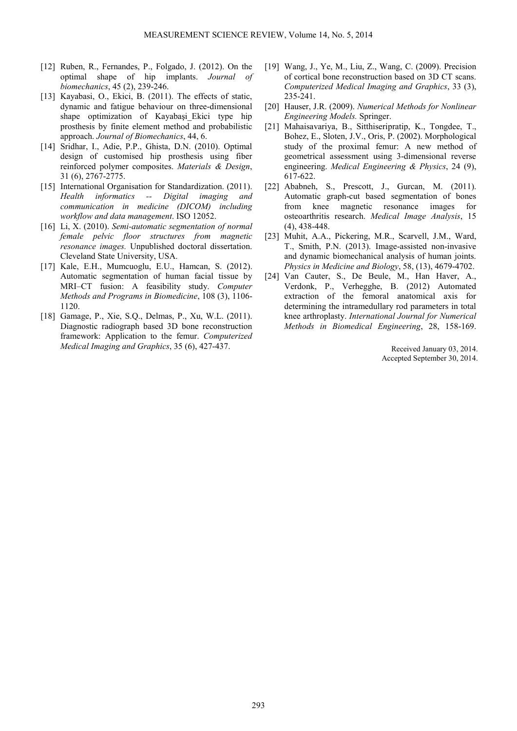[12] Ruben, R., Fernandes, P., Folgado, J. (2012). On the optimal shape of hip implants. *Journal of biomechanics*, 45 (2), 239-246.

[13] Kayabasi, O., Ekici, B. (2011). The effects of static, dynamic and fatigue behaviour on three-dimensional shape optimization of Kayabaşi_Ekici type hip prosthesis by finite element method and probabilistic approach. *Journal of Biomechanics*, 44, 6.

[14] Sridhar, I., Adie, P.P., Ghista, D.N. (2010). Optimal design of customised hip prosthesis using fiber reinforced polymer composites. *Materials & Design*, 31 (6), 2767-2775.

[15] International Organisation for Standardization. (2011). *Health informatics -- Digital imaging and communication in medicine (DICOM) including workflow and data management*. ISO 12052.

[16] Li, X. (2010). *Semi-automatic segmentation of normal female pelvic floor structures from magnetic resonance images.* Unpublished doctoral dissertation. Cleveland State University, USA.

[17] Kale, E.H., Mumcuoglu, E.U., Hamcan, S. (2012). Automatic segmentation of human facial tissue by MRI–CT fusion: A feasibility study. *Computer Methods and Programs in Biomedicine*, 108 (3), 1106-1120.

[18] Gamage, P., Xie, S.Q., Delmas, P., Xu, W.L. (2011). Diagnostic radiograph based 3D bone reconstruction framework: Application to the femur. *Computerized Medical Imaging and Graphics*, 35 (6), 427-437.

[19] Wang, J., Ye, M., Liu, Z., Wang, C. (2009). Precision of cortical bone reconstruction based on 3D CT scans. *Computerized Medical Imaging and Graphics*, 33 (3), 235-241.

[20] Hauser, J.R. (2009). *Numerical Methods for Nonlinear Engineering Models.* Springer.

[21] Mahaisavariya, B., Sitthiseripratip, K., Tongdee, T., Bohez, E., Sloten, J.V., Oris, P. (2002). Morphological study of the proximal femur: A new method of geometrical assessment using 3-dimensional reverse engineering. *Medical Engineering & Physics*, 24 (9), 617-622.

[22] Ababneh, S., Prescott, J., Gurcan, M. (2011). Automatic graph-cut based segmentation of bones from knee magnetic resonance images for osteoarthritis research. *Medical Image Analysis*, 15 (4), 438-448.

[23] Muhit, A.A., Pickering, M.R., Scarvell, J.M., Ward, T., Smith, P.N. (2013). Image-assisted non-invasive and dynamic biomechanical analysis of human joints. *Physics in Medicine and Biology*, 58, (13), 4679-4702.

[24] Van Cauter, S., De Beule, M., Han Haver, A., Verdonk, P., Verhegghe, B. (2012) Automated extraction of the femoral anatomical axis for determining the intramedullary rod parameters in total knee arthroplasty. *International Journal for Numerical Methods in Biomedical Engineering*, 28, 158-169.

Received January 03, 2014.
Accepted September 30, 2014.